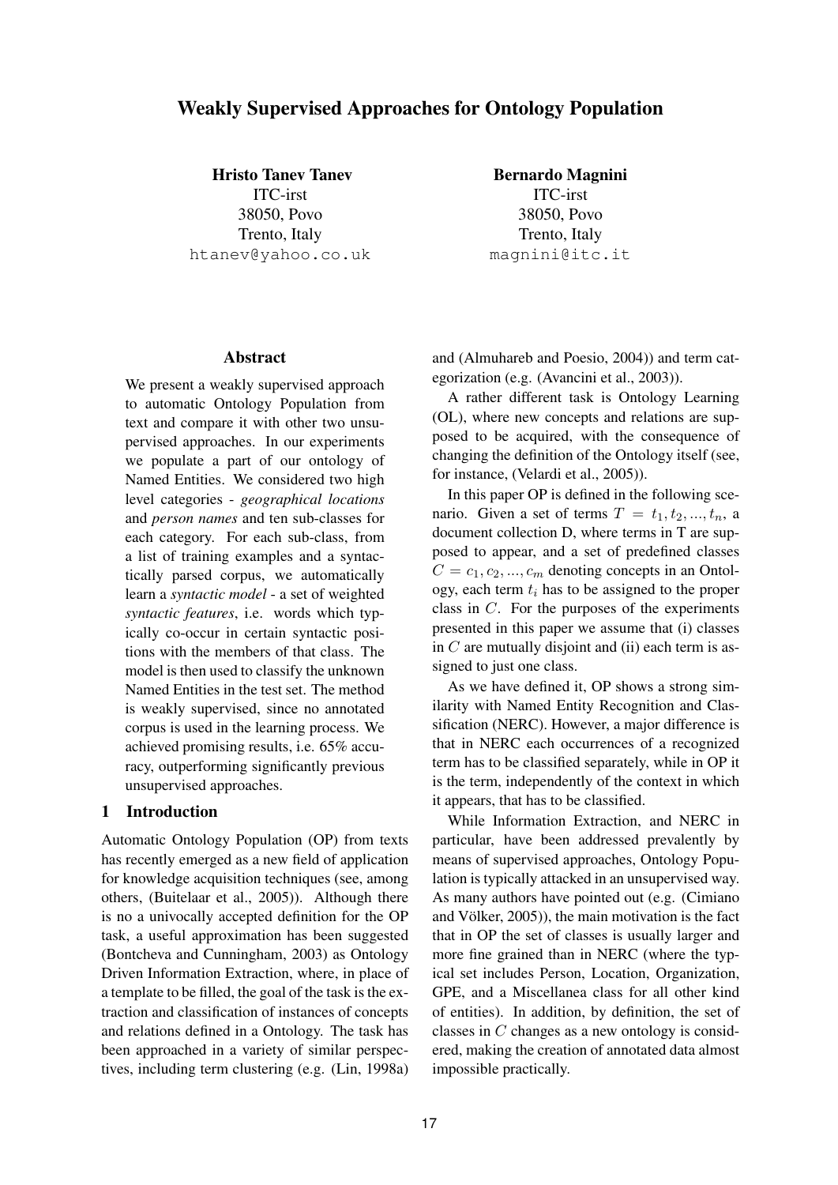# Weakly Supervised Approaches for Ontology Population

**Hristo Tanev Tanev**
ITC-irst
38050, Povo
Trento, Italy
htanev@yahoo.co.uk

**Bernardo Magnini**
ITC-irst
38050, Povo
Trento, Italy
magnini@itc.it

## Abstract

We present a weakly supervised approach to automatic Ontology Population from text and compare it with other two unsupervised approaches. In our experiments we populate a part of our ontology of Named Entities. We considered two high level categories - *geographical locations* and *person names* and ten sub-classes for each category. For each sub-class, from a list of training examples and a syntactically parsed corpus, we automatically learn a *syntactic model* - a set of weighted *syntactic features*, i.e. words which typically co-occur in certain syntactic positions with the members of that class. The model is then used to classify the unknown Named Entities in the test set. The method is weakly supervised, since no annotated corpus is used in the learning process. We achieved promising results, i.e. 65% accuracy, outperforming significantly previous unsupervised approaches.

## 1 Introduction

Automatic Ontology Population (OP) from texts has recently emerged as a new field of application for knowledge acquisition techniques (see, among others, (Buitelaar et al., 2005)). Although there is no a univocally accepted definition for the OP task, a useful approximation has been suggested (Bontcheva and Cunningham, 2003) as Ontology Driven Information Extraction, where, in place of a template to be filled, the goal of the task is the extraction and classification of instances of concepts and relations defined in a Ontology. The task has been approached in a variety of similar perspectives, including term clustering (e.g. (Lin, 1998a) and (Almuhareb and Poesio, 2004)) and term categorization (e.g. (Avancini et al., 2003)).

A rather different task is Ontology Learning (OL), where new concepts and relations are supposed to be acquired, with the consequence of changing the definition of the Ontology itself (see, for instance, (Velardi et al., 2005)).

In this paper OP is defined in the following scenario. Given a set of terms $T = t_1, t_2, ..., t_n$, a document collection D, where terms in T are supposed to appear, and a set of predefined classes $C = c_1, c_2, ..., c_m$ denoting concepts in an Ontology, each term $t_i$ has to be assigned to the proper class in $C$. For the purposes of the experiments presented in this paper we assume that (i) classes in $C$ are mutually disjoint and (ii) each term is assigned to just one class.

As we have defined it, OP shows a strong similarity with Named Entity Recognition and Classification (NERC). However, a major difference is that in NERC each occurrences of a recognized term has to be classified separately, while in OP it is the term, independently of the context in which it appears, that has to be classified.

While Information Extraction, and NERC in particular, have been addressed prevalently by means of supervised approaches, Ontology Population is typically attacked in an unsupervised way. As many authors have pointed out (e.g. (Cimiano and Völker, 2005)), the main motivation is the fact that in OP the set of classes is usually larger and more fine grained than in NERC (where the typical set includes Person, Location, Organization, GPE, and a Miscellanea class for all other kind of entities). In addition, by definition, the set of classes in $C$ changes as a new ontology is considered, making the creation of annotated data almost impossible practically.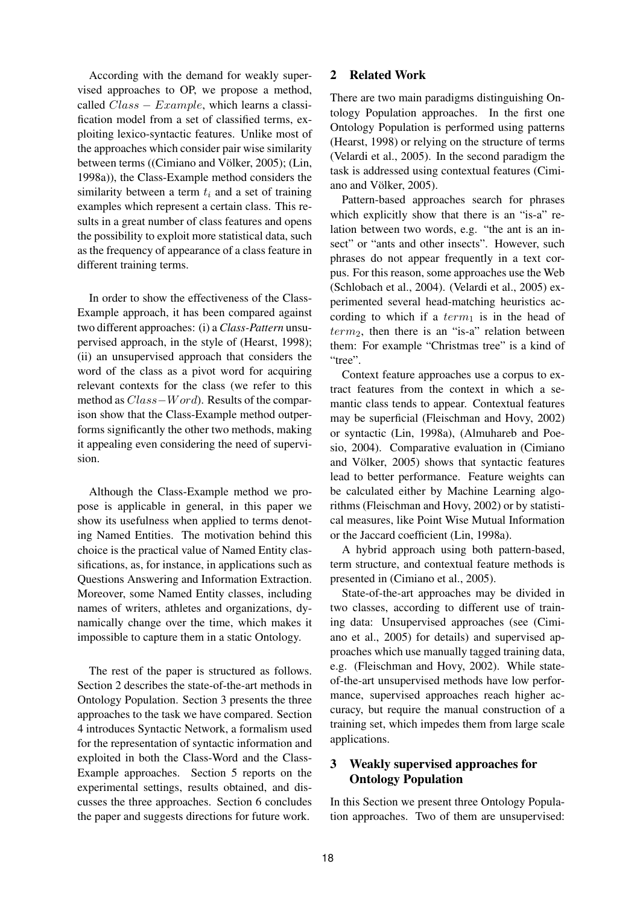According with the demand for weakly supervised approaches to OP, we propose a method, called $Class - Example$, which learns a classification model from a set of classified terms, exploiting lexico-syntactic features. Unlike most of the approaches which consider pair wise similarity between terms ((Cimiano and Völker, 2005); (Lin, 1998a)), the Class-Example method considers the similarity between a term $t_i$ and a set of training examples which represent a certain class. This results in a great number of class features and opens the possibility to exploit more statistical data, such as the frequency of appearance of a class feature in different training terms.

In order to show the effectiveness of the Class-Example approach, it has been compared against two different approaches: (i) a *Class-Pattern* unsupervised approach, in the style of (Hearst, 1998); (ii) an unsupervised approach that considers the word of the class as a pivot word for acquiring relevant contexts for the class (we refer to this method as $Class-Word$). Results of the comparison show that the Class-Example method outperforms significantly the other two methods, making it appealing even considering the need of supervision.

Although the Class-Example method we propose is applicable in general, in this paper we show its usefulness when applied to terms denoting Named Entities. The motivation behind this choice is the practical value of Named Entity classifications, as, for instance, in applications such as Questions Answering and Information Extraction. Moreover, some Named Entity classes, including names of writers, athletes and organizations, dynamically change over the time, which makes it impossible to capture them in a static Ontology.

The rest of the paper is structured as follows. Section 2 describes the state-of-the-art methods in Ontology Population. Section 3 presents the three approaches to the task we have compared. Section 4 introduces Syntactic Network, a formalism used for the representation of syntactic information and exploited in both the Class-Word and the Class-Example approaches. Section 5 reports on the experimental settings, results obtained, and discusses the three approaches. Section 6 concludes the paper and suggests directions for future work.

## 2 Related Work

There are two main paradigms distinguishing Ontology Population approaches. In the first one Ontology Population is performed using patterns (Hearst, 1998) or relying on the structure of terms (Velardi et al., 2005). In the second paradigm the task is addressed using contextual features (Cimiano and Völker, 2005).

Pattern-based approaches search for phrases which explicitly show that there is an "is-a" relation between two words, e.g. "the ant is an insect" or "ants and other insects". However, such phrases do not appear frequently in a text corpus. For this reason, some approaches use the Web (Schlobach et al., 2004). (Velardi et al., 2005) experimented several head-matching heuristics according to which if a $term_1$ is in the head of $term_2$, then there is an "is-a" relation between them: For example "Christmas tree" is a kind of "tree".

Context feature approaches use a corpus to extract features from the context in which a semantic class tends to appear. Contextual features may be superficial (Fleischman and Hovy, 2002) or syntactic (Lin, 1998a), (Almuhareb and Poesio, 2004). Comparative evaluation in (Cimiano and Völker, 2005) shows that syntactic features lead to better performance. Feature weights can be calculated either by Machine Learning algorithms (Fleischman and Hovy, 2002) or by statistical measures, like Point Wise Mutual Information or the Jaccard coefficient (Lin, 1998a).

A hybrid approach using both pattern-based, term structure, and contextual feature methods is presented in (Cimiano et al., 2005).

State-of-the-art approaches may be divided in two classes, according to different use of training data: Unsupervised approaches (see (Cimiano et al., 2005) for details) and supervised approaches which use manually tagged training data, e.g. (Fleischman and Hovy, 2002). While state-of-the-art unsupervised methods have low performance, supervised approaches reach higher accuracy, but require the manual construction of a training set, which impedes them from large scale applications.

## 3 Weakly supervised approaches for Ontology Population

In this Section we present three Ontology Population approaches. Two of them are unsupervised: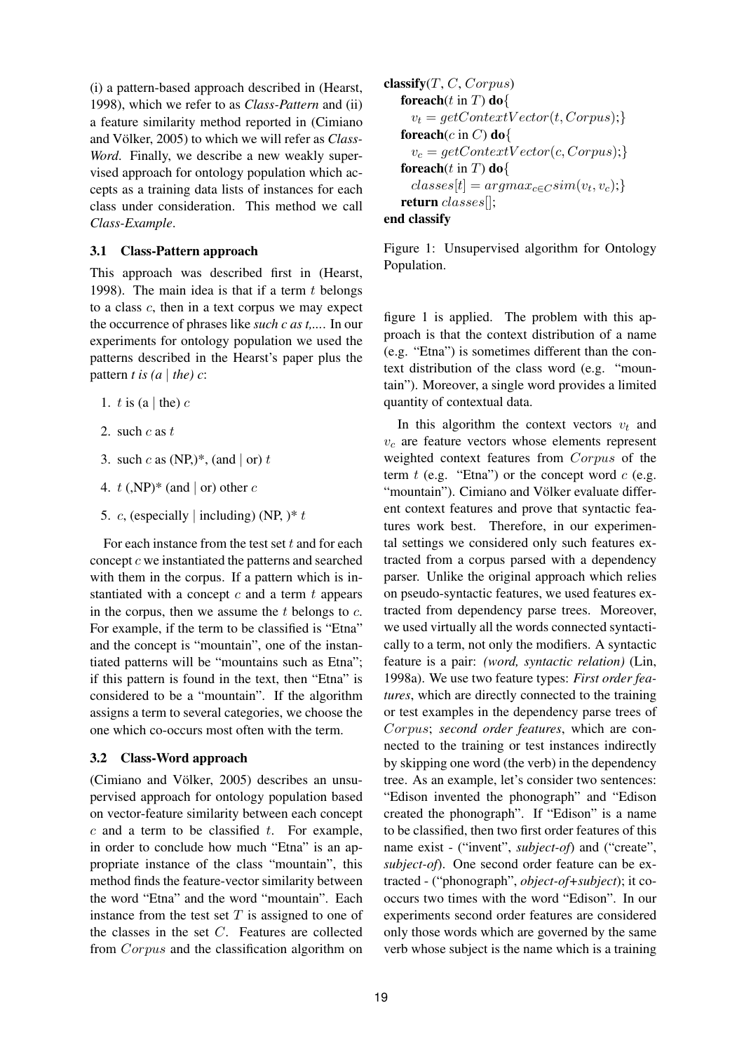(i) a pattern-based approach described in (Hearst, 1998), which we refer to as *Class-Pattern* and (ii) a feature similarity method reported in (Cimiano and Völker, 2005) to which we will refer as *Class-Word*. Finally, we describe a new weakly supervised approach for ontology population which accepts as a training data lists of instances for each class under consideration. This method we call *Class-Example*.

### 3.1 Class-Pattern approach

This approach was described first in (Hearst, 1998). The main idea is that if a term $t$ belongs to a class $c$, then in a text corpus we may expect the occurrence of phrases like *such c as t,...*. In our experiments for ontology population we used the patterns described in the Hearst's paper plus the pattern *t is (a | the) c*:

1. $t$ is (a | the) $c$
2. such $c$ as $t$
3. such $c$ as (NP,)*, (and | or) $t$
4. $t$ (,NP)* (and | or) other $c$
5. $c$, (especially | including) (NP, )* $t$

For each instance from the test set $t$ and for each concept $c$ we instantiated the patterns and searched with them in the corpus. If a pattern which is instantiated with a concept $c$ and a term $t$ appears in the corpus, then we assume the $t$ belongs to $c$. For example, if the term to be classified is "Etna" and the concept is "mountain", one of the instantiated patterns will be "mountains such as Etna"; if this pattern is found in the text, then "Etna" is considered to be a "mountain". If the algorithm assigns a term to several categories, we choose the one which co-occurs most often with the term.

### 3.2 Class-Word approach

(Cimiano and Völker, 2005) describes an unsupervised approach for ontology population based on vector-feature similarity between each concept $c$ and a term to be classified $t$. For example, in order to conclude how much "Etna" is an appropriate instance of the class "mountain", this method finds the feature-vector similarity between the word "Etna" and the word "mountain". Each instance from the test set $T$ is assigned to one of the classes in the set $C$. Features are collected from $Corpus$ and the classification algorithm on figure 1 is applied. The problem with this approach is that the context distribution of a name (e.g. "Etna") is sometimes different than the context distribution of the class word (e.g. "mountain"). Moreover, a single word provides a limited quantity of contextual data.

```
classify(T, C, Corpus)
  foreach(t in T) do{
    v_t = getContextVector(t, Corpus);}
  foreach(c in C) do{
    v_c = getContextVector(c, Corpus);}
  foreach(t in T) do{
    classes[t] = argmax_{c∈C} sim(v_t, v_c);}
  return classes[];
end classify
```

Figure 1: Unsupervised algorithm for Ontology Population.

In this algorithm the context vectors $v_t$ and $v_c$ are feature vectors whose elements represent weighted context features from $Corpus$ of the term $t$ (e.g. "Etna") or the concept word $c$ (e.g. "mountain"). Cimiano and Völker evaluate different context features and prove that syntactic features work best. Therefore, in our experimental settings we considered only such features extracted from a corpus parsed with a dependency parser. Unlike the original approach which relies on pseudo-syntactic features, we used features extracted from dependency parse trees. Moreover, we used virtually all the words connected syntactically to a term, not only the modifiers. A syntactic feature is a pair: *(word, syntactic relation)* (Lin, 1998a). We use two feature types: *First order features*, which are directly connected to the training or test examples in the dependency parse trees of $Corpus$; *second order features*, which are connected to the training or test instances indirectly by skipping one word (the verb) in the dependency tree. As an example, let's consider two sentences: "Edison invented the phonograph" and "Edison created the phonograph". If "Edison" is a name to be classified, then two first order features of this name exist - ("invent", *subject-of*) and ("create", *subject-of*). One second order feature can be extracted - ("phonograph", *object-of+subject*); it co-occurs two times with the word "Edison". In our experiments second order features are considered only those words which are governed by the same verb whose subject is the name which is a training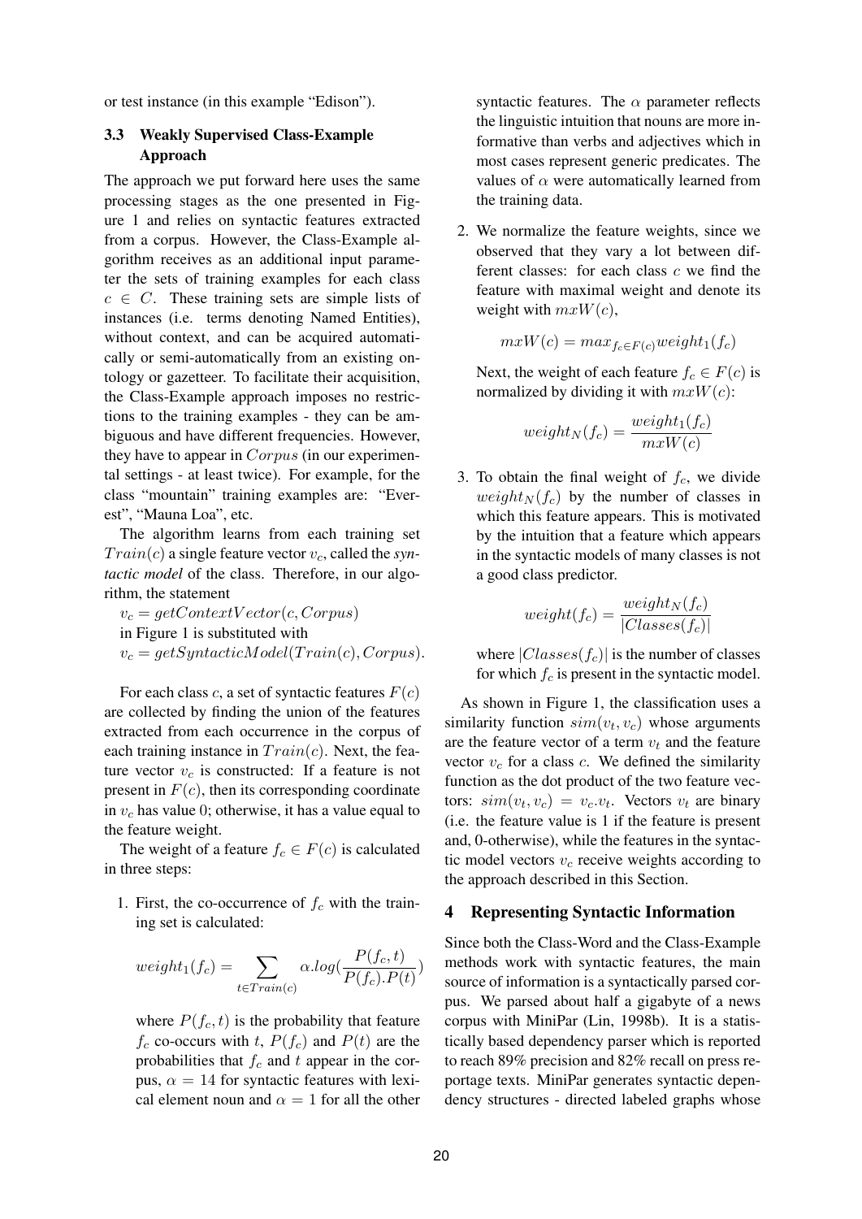or test instance (in this example "Edison").

### 3.3 Weakly Supervised Class-Example Approach

The approach we put forward here uses the same processing stages as the one presented in Figure 1 and relies on syntactic features extracted from a corpus. However, the Class-Example algorithm receives as an additional input parameter the sets of training examples for each class $c \in C$. These training sets are simple lists of instances (i.e. terms denoting Named Entities), without context, and can be acquired automatically or semi-automatically from an existing ontology or gazetteer. To facilitate their acquisition, the Class-Example approach imposes no restrictions to the training examples - they can be ambiguous and have different frequencies. However, they have to appear in $Corpus$ (in our experimental settings - at least twice). For example, for the class "mountain" training examples are: "Everest", "Mauna Loa", etc.

The algorithm learns from each training set $Train(c)$ a single feature vector $v_c$, called the *syntactic model* of the class. Therefore, in our algorithm, the statement

$v_c = getContextVector(c, Corpus)$

in Figure 1 is substituted with

$v_c = getSyntacticModel(Train(c), Corpus)$.

For each class $c$, a set of syntactic features $F(c)$ are collected by finding the union of the features extracted from each occurrence in the corpus of each training instance in $Train(c)$. Next, the feature vector $v_c$ is constructed: If a feature is not present in $F(c)$, then its corresponding coordinate in $v_c$ has value 0; otherwise, it has a value equal to the feature weight.

The weight of a feature $f_c \in F(c)$ is calculated in three steps:

1. First, the co-occurrence of $f_c$ with the training set is calculated:

$$weight_1(f_c) = \sum_{t \in Train(c)} \alpha . log(\frac{P(f_c, t)}{P(f_c).P(t)})$$

where $P(f_c, t)$ is the probability that feature $f_c$ co-occurs with $t$, $P(f_c)$ and $P(t)$ are the probabilities that $f_c$ and $t$ appear in the corpus, $\alpha = 14$ for syntactic features with lexical element noun and $\alpha = 1$ for all the other syntactic features. The $\alpha$ parameter reflects the linguistic intuition that nouns are more informative than verbs and adjectives which in most cases represent generic predicates. The values of $\alpha$ were automatically learned from the training data.

2. We normalize the feature weights, since we observed that they vary a lot between different classes: for each class $c$ we find the feature with maximal weight and denote its weight with $mxW(c)$,

$$mxW(c) = max_{f_c \in F(c)} weight_1(f_c)$$

Next, the weight of each feature $f_c \in F(c)$ is normalized by dividing it with $mxW(c)$:

$$weight_N(f_c) = \frac{weight_1(f_c)}{mxW(c)}$$

3. To obtain the final weight of $f_c$, we divide $weight_N(f_c)$ by the number of classes in which this feature appears. This is motivated by the intuition that a feature which appears in the syntactic models of many classes is not a good class predictor.

$$weight(f_c) = \frac{weight_N(f_c)}{|Classes(f_c)|}$$

where $|Classes(f_c)|$ is the number of classes for which $f_c$ is present in the syntactic model.

As shown in Figure 1, the classification uses a similarity function $sim(v_t, v_c)$ whose arguments are the feature vector of a term $v_t$ and the feature vector $v_c$ for a class $c$. We defined the similarity function as the dot product of the two feature vectors: $sim(v_t, v_c) = v_c.v_t$. Vectors $v_t$ are binary (i.e. the feature value is 1 if the feature is present and, 0-otherwise), while the features in the syntactic model vectors $v_c$ receive weights according to the approach described in this Section.

## 4 Representing Syntactic Information

Since both the Class-Word and the Class-Example methods work with syntactic features, the main source of information is a syntactically parsed corpus. We parsed about half a gigabyte of a news corpus with MiniPar (Lin, 1998b). It is a statistically based dependency parser which is reported to reach 89% precision and 82% recall on press reportage texts. MiniPar generates syntactic dependency structures - directed labeled graphs whose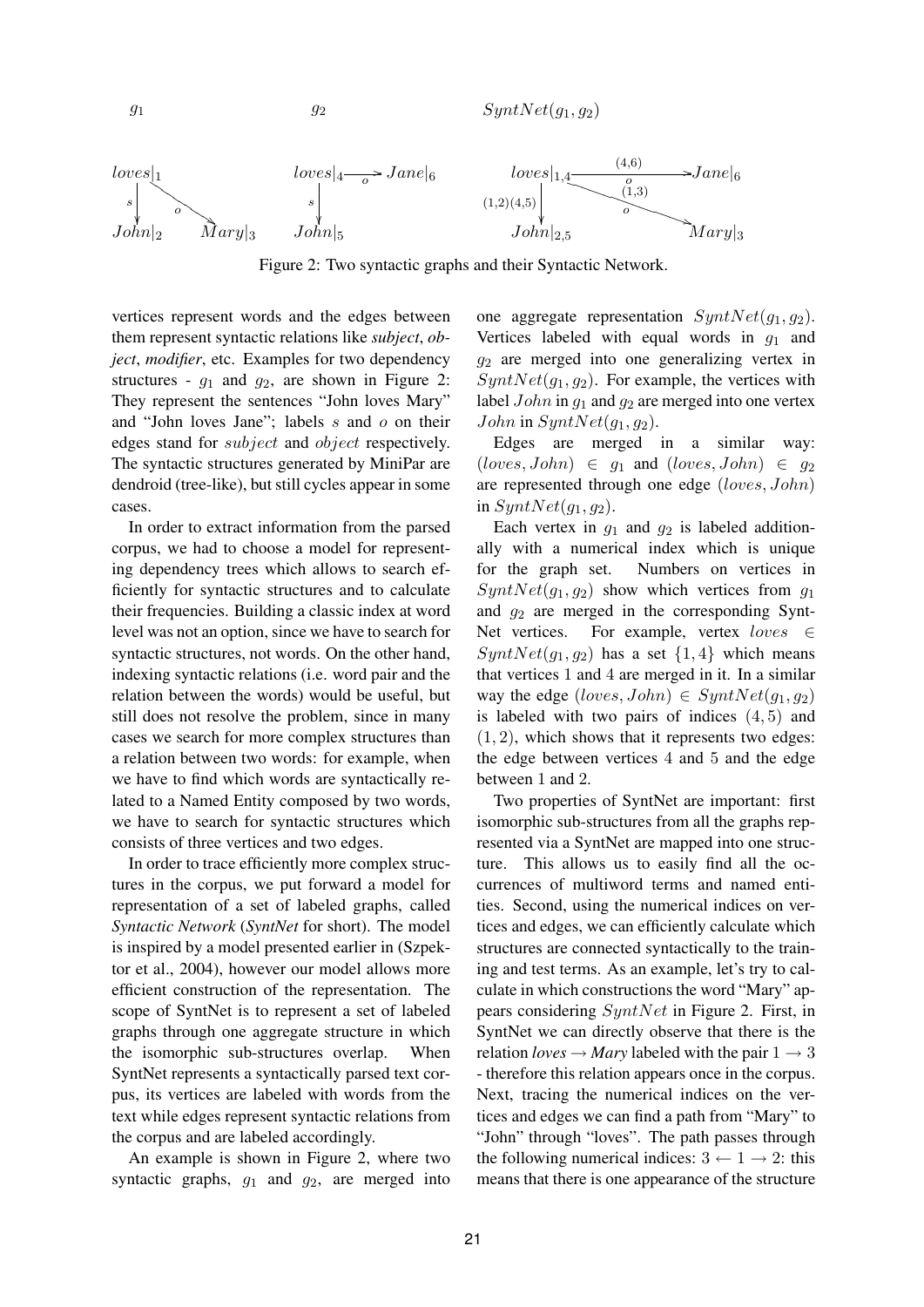Figure 2: Two syntactic graphs and their Syntactic Network.

vertices represent words and the edges between them represent syntactic relations like *subject*, *object*, *modifier*, etc. Examples for two dependency structures - $g_1$ and $g_2$, are shown in Figure 2: They represent the sentences "John loves Mary" and "John loves Jane"; labels $s$ and $o$ on their edges stand for $subject$ and $object$ respectively. The syntactic structures generated by MiniPar are dendroid (tree-like), but still cycles appear in some cases.

In order to extract information from the parsed corpus, we had to choose a model for representing dependency trees which allows to search efficiently for syntactic structures and to calculate their frequencies. Building a classic index at word level was not an option, since we have to search for syntactic structures, not words. On the other hand, indexing syntactic relations (i.e. word pair and the relation between the words) would be useful, but still does not resolve the problem, since in many cases we search for more complex structures than a relation between two words: for example, when we have to find which words are syntactically related to a Named Entity composed by two words, we have to search for syntactic structures which consists of three vertices and two edges.

In order to trace efficiently more complex structures in the corpus, we put forward a model for representation of a set of labeled graphs, called *Syntactic Network* (*SyntNet* for short). The model is inspired by a model presented earlier in (Szpektor et al., 2004), however our model allows more efficient construction of the representation. The scope of SyntNet is to represent a set of labeled graphs through one aggregate structure in which the isomorphic sub-structures overlap. When SyntNet represents a syntactically parsed text corpus, its vertices are labeled with words from the text while edges represent syntactic relations from the corpus and are labeled accordingly.

An example is shown in Figure 2, where two syntactic graphs, $g_1$ and $g_2$, are merged into one aggregate representation $SyntNet(g_1, g_2)$. Vertices labeled with equal words in $g_1$ and $g_2$ are merged into one generalizing vertex in $SyntNet(g_1, g_2)$. For example, the vertices with label $John$ in $g_1$ and $g_2$ are merged into one vertex $John$ in $SyntNet(g_1, g_2)$.

Edges are merged in a similar way: $(loves, John) \in g_1$ and $(loves, John) \in g_2$ are represented through one edge $(loves, John)$ in $SyntNet(g_1, g_2)$.

Each vertex in $g_1$ and $g_2$ is labeled additionally with a numerical index which is unique for the graph set. Numbers on vertices in $SyntNet(g_1, g_2)$ show which vertices from $g_1$ and $g_2$ are merged in the corresponding SyntNet vertices. For example, vertex $loves \in SyntNet(g_1, g_2)$ has a set $\{1, 4\}$ which means that vertices 1 and 4 are merged in it. In a similar way the edge $(loves, John) \in SyntNet(g_1, g_2)$ is labeled with two pairs of indices $(4, 5)$ and $(1, 2)$, which shows that it represents two edges: the edge between vertices 4 and 5 and the edge between 1 and 2.

Two properties of SyntNet are important: first isomorphic sub-structures from all the graphs represented via a SyntNet are mapped into one structure. This allows us to easily find all the occurrences of multiword terms and named entities. Second, using the numerical indices on vertices and edges, we can efficiently calculate which structures are connected syntactically to the training and test terms. As an example, let's try to calculate in which constructions the word "Mary" appears considering $SyntNet$ in Figure 2. First, in SyntNet we can directly observe that there is the relation *loves* → *Mary* labeled with the pair $1 \rightarrow 3$ - therefore this relation appears once in the corpus. Next, tracing the numerical indices on the vertices and edges we can find a path from "Mary" to "John" through "loves". The path passes through the following numerical indices: $3 \leftarrow 1 \rightarrow 2$: this means that there is one appearance of the structure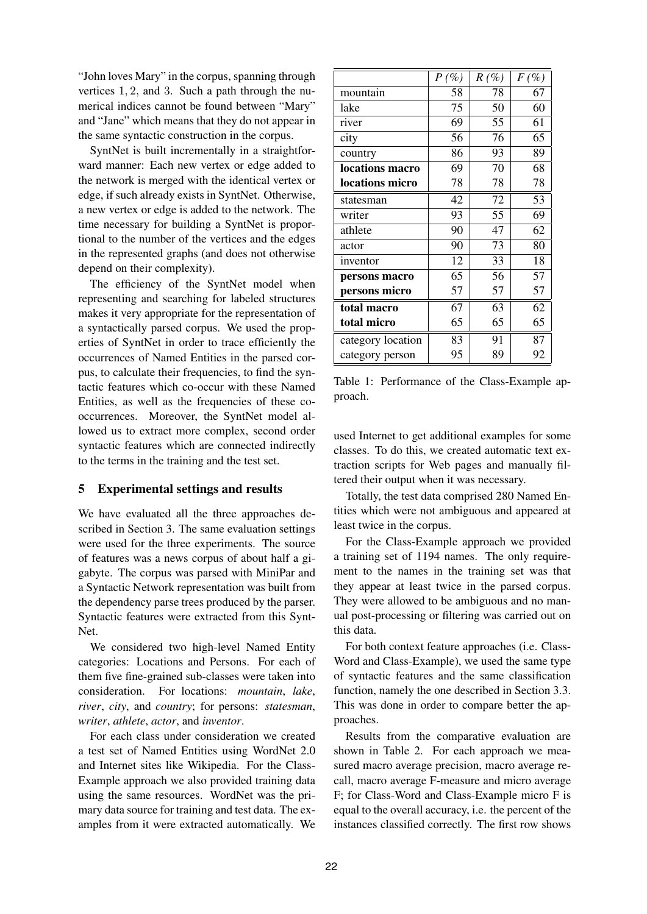"John loves Mary" in the corpus, spanning through vertices $1, 2$, and $3$. Such a path through the numerical indices cannot be found between "Mary" and "Jane" which means that they do not appear in the same syntactic construction in the corpus.

SyntNet is built incrementally in a straightforward manner: Each new vertex or edge added to the network is merged with the identical vertex or edge, if such already exists in SyntNet. Otherwise, a new vertex or edge is added to the network. The time necessary for building a SyntNet is proportional to the number of the vertices and the edges in the represented graphs (and does not otherwise depend on their complexity).

The efficiency of the SyntNet model when representing and searching for labeled structures makes it very appropriate for the representation of a syntactically parsed corpus. We used the properties of SyntNet in order to trace efficiently the occurrences of Named Entities in the parsed corpus, to calculate their frequencies, to find the syntactic features which co-occur with these Named Entities, as well as the frequencies of these co-occurrences. Moreover, the SyntNet model allowed us to extract more complex, second order syntactic features which are connected indirectly to the terms in the training and the test set.

## 5 Experimental settings and results

We have evaluated all the three approaches described in Section 3. The same evaluation settings were used for the three experiments. The source of features was a news corpus of about half a gigabyte. The corpus was parsed with MiniPar and a Syntactic Network representation was built from the dependency parse trees produced by the parser. Syntactic features were extracted from this SyntNet.

We considered two high-level Named Entity categories: Locations and Persons. For each of them five fine-grained sub-classes were taken into consideration. For locations: *mountain*, *lake*, *river*, *city*, and *country*; for persons: *statesman*, *writer*, *athlete*, *actor*, and *inventor*.

For each class under consideration we created a test set of Named Entities using WordNet 2.0 and Internet sites like Wikipedia. For the Class-Example approach we also provided training data using the same resources. WordNet was the primary data source for training and test data. The examples from it were extracted automatically. We used Internet to get additional examples for some classes. To do this, we created automatic text extraction scripts for Web pages and manually filtered their output when it was necessary.

Totally, the test data comprised 280 Named Entities which were not ambiguous and appeared at least twice in the corpus.

For the Class-Example approach we provided a training set of 1194 names. The only requirement to the names in the training set was that they appear at least twice in the parsed corpus. They were allowed to be ambiguous and no manual post-processing or filtering was carried out on this data.

For both context feature approaches (i.e. Class-Word and Class-Example), we used the same type of syntactic features and the same classification function, namely the one described in Section 3.3. This was done in order to compare better the approaches.

Results from the comparative evaluation are shown in Table 2. For each approach we measured macro average precision, macro average recall, macro average F-measure and micro average F; for Class-Word and Class-Example micro F is equal to the overall accuracy, i.e. the percent of the instances classified correctly. The first row shows

| | $P$ (%) | $R$ (%) | $F$ (%) |
|---|---|---|---|
| mountain | 58 | 78 | 67 |
| lake | 75 | 50 | 60 |
| river | 69 | 55 | 61 |
| city | 56 | 76 | 65 |
| country | 86 | 93 | 89 |
| **locations macro** | 69 | 70 | 68 |
| **locations micro** | 78 | 78 | 78 |
| statesman | 42 | 72 | 53 |
| writer | 93 | 55 | 69 |
| athlete | 90 | 47 | 62 |
| actor | 90 | 73 | 80 |
| inventor | 12 | 33 | 18 |
| **persons macro** | 65 | 56 | 57 |
| **persons micro** | 57 | 57 | 57 |
| **total macro** | 67 | 63 | 62 |
| **total micro** | 65 | 65 | 65 |
| category location | 83 | 91 | 87 |
| category person | 95 | 89 | 92 |

Table 1: Performance of the Class-Example approach.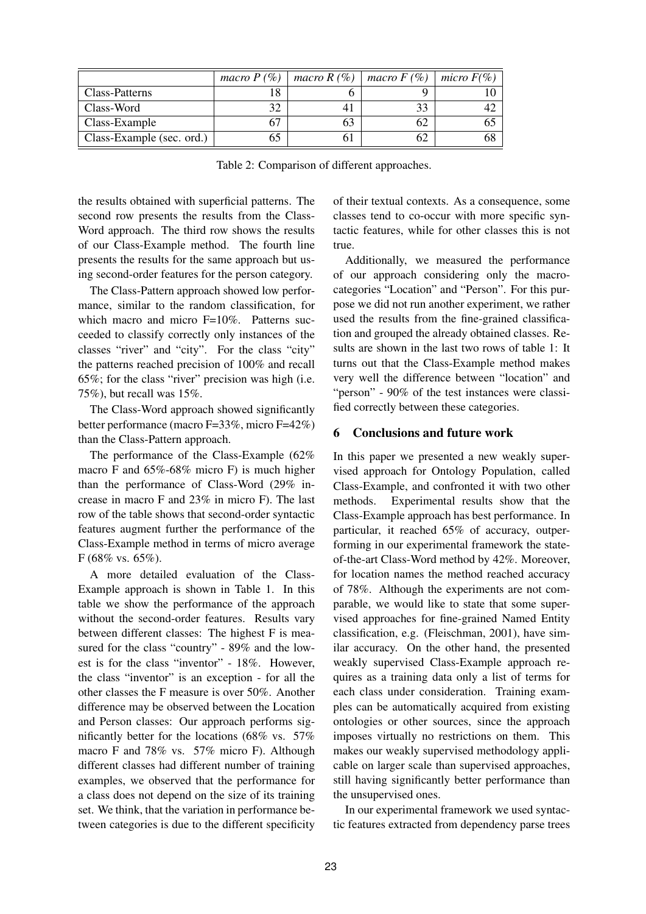|  | *macro P (%)* | *macro R (%)* | *macro F (%)* | *micro F(%)* |
|---|---|---|---|---|
| Class-Patterns | 18 | 6 | 9 | 10 |
| Class-Word | 32 | 41 | 33 | 42 |
| Class-Example | 67 | 63 | 62 | 65 |
| Class-Example (sec. ord.) | 65 | 61 | 62 | 68 |

Table 2: Comparison of different approaches.

the results obtained with superficial patterns. The second row presents the results from the Class-Word approach. The third row shows the results of our Class-Example method. The fourth line presents the results for the same approach but using second-order features for the person category.

The Class-Pattern approach showed low performance, similar to the random classification, for which macro and micro F=10%. Patterns succeeded to classify correctly only instances of the classes "river" and "city". For the class "city" the patterns reached precision of 100% and recall 65%; for the class "river" precision was high (i.e. 75%), but recall was 15%.

The Class-Word approach showed significantly better performance (macro F=33%, micro F=42%) than the Class-Pattern approach.

The performance of the Class-Example (62% macro F and 65%-68% micro F) is much higher than the performance of Class-Word (29% increase in macro F and 23% in micro F). The last row of the table shows that second-order syntactic features augment further the performance of the Class-Example method in terms of micro average F (68% vs. 65%).

A more detailed evaluation of the Class-Example approach is shown in Table 1. In this table we show the performance of the approach without the second-order features. Results vary between different classes: The highest F is measured for the class "country" - 89% and the lowest is for the class "inventor" - 18%. However, the class "inventor" is an exception - for all the other classes the F measure is over 50%. Another difference may be observed between the Location and Person classes: Our approach performs significantly better for the locations (68% vs. 57% macro F and 78% vs. 57% micro F). Although different classes had different number of training examples, we observed that the performance for a class does not depend on the size of its training set. We think, that the variation in performance between categories is due to the different specificity of their textual contexts. As a consequence, some classes tend to co-occur with more specific syntactic features, while for other classes this is not true.

Additionally, we measured the performance of our approach considering only the macro-categories "Location" and "Person". For this purpose we did not run another experiment, we rather used the results from the fine-grained classification and grouped the already obtained classes. Results are shown in the last two rows of table 1: It turns out that the Class-Example method makes very well the difference between "location" and "person" - 90% of the test instances were classified correctly between these categories.

## 6 Conclusions and future work

In this paper we presented a new weakly supervised approach for Ontology Population, called Class-Example, and confronted it with two other methods. Experimental results show that the Class-Example approach has best performance. In particular, it reached 65% of accuracy, outperforming in our experimental framework the state-of-the-art Class-Word method by 42%. Moreover, for location names the method reached accuracy of 78%. Although the experiments are not comparable, we would like to state that some supervised approaches for fine-grained Named Entity classification, e.g. (Fleischman, 2001), have similar accuracy. On the other hand, the presented weakly supervised Class-Example approach requires as a training data only a list of terms for each class under consideration. Training examples can be automatically acquired from existing ontologies or other sources, since the approach imposes virtually no restrictions on them. This makes our weakly supervised methodology applicable on larger scale than supervised approaches, still having significantly better performance than the unsupervised ones.

In our experimental framework we used syntactic features extracted from dependency parse trees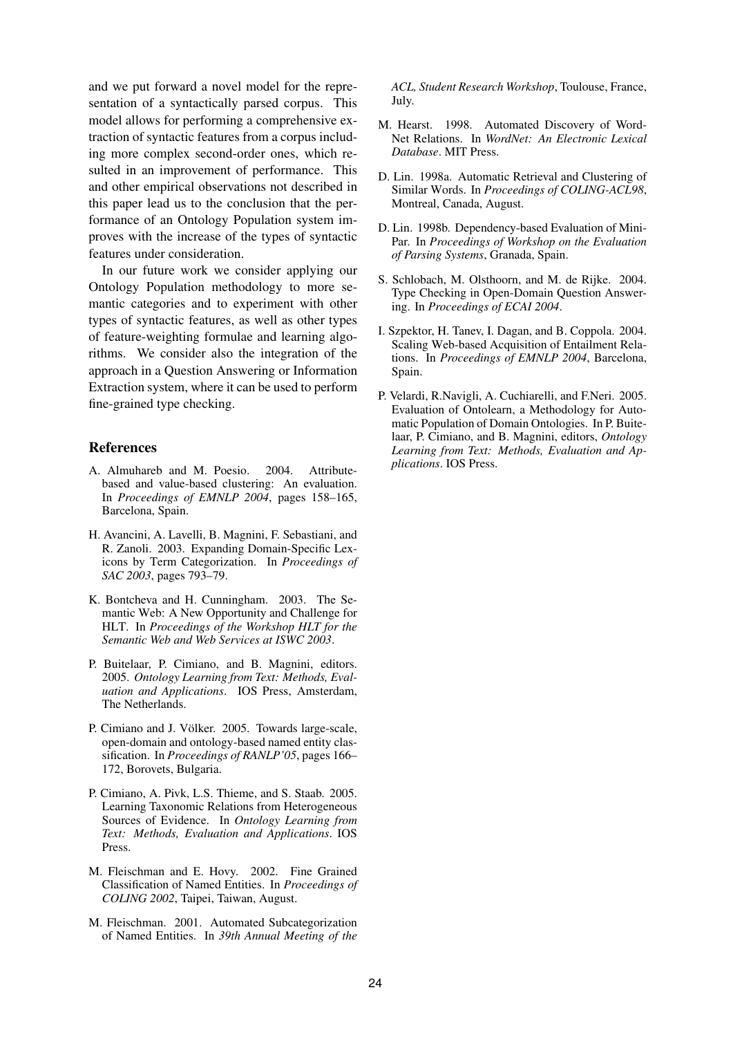and we put forward a novel model for the representation of a syntactically parsed corpus. This model allows for performing a comprehensive extraction of syntactic features from a corpus including more complex second-order ones, which resulted in an improvement of performance. This and other empirical observations not described in this paper lead us to the conclusion that the performance of an Ontology Population system improves with the increase of the types of syntactic features under consideration.

In our future work we consider applying our Ontology Population methodology to more semantic categories and to experiment with other types of syntactic features, as well as other types of feature-weighting formulae and learning algorithms. We consider also the integration of the approach in a Question Answering or Information Extraction system, where it can be used to perform fine-grained type checking.

## References

A. Almuhareb and M. Poesio. 2004. Attribute-based and value-based clustering: An evaluation. In *Proceedings of EMNLP 2004*, pages 158–165, Barcelona, Spain.

H. Avancini, A. Lavelli, B. Magnini, F. Sebastiani, and R. Zanoli. 2003. Expanding Domain-Specific Lexicons by Term Categorization. In *Proceedings of SAC 2003*, pages 793–79.

K. Bontcheva and H. Cunningham. 2003. The Semantic Web: A New Opportunity and Challenge for HLT. In *Proceedings of the Workshop HLT for the Semantic Web and Web Services at ISWC 2003*.

P. Buitelaar, P. Cimiano, and B. Magnini, editors. 2005. *Ontology Learning from Text: Methods, Evaluation and Applications*. IOS Press, Amsterdam, The Netherlands.

P. Cimiano and J. Völker. 2005. Towards large-scale, open-domain and ontology-based named entity classification. In *Proceedings of RANLP'05*, pages 166–172, Borovets, Bulgaria.

P. Cimiano, A. Pivk, L.S. Thieme, and S. Staab. 2005. Learning Taxonomic Relations from Heterogeneous Sources of Evidence. In *Ontology Learning from Text: Methods, Evaluation and Applications*. IOS Press.

M. Fleischman and E. Hovy. 2002. Fine Grained Classification of Named Entities. In *Proceedings of COLING 2002*, Taipei, Taiwan, August.

M. Fleischman. 2001. Automated Subcategorization of Named Entities. In *39th Annual Meeting of the ACL, Student Research Workshop*, Toulouse, France, July.

M. Hearst. 1998. Automated Discovery of WordNet Relations. In *WordNet: An Electronic Lexical Database*. MIT Press.

D. Lin. 1998a. Automatic Retrieval and Clustering of Similar Words. In *Proceedings of COLING-ACL98*, Montreal, Canada, August.

D. Lin. 1998b. Dependency-based Evaluation of MiniPar. In *Proceedings of Workshop on the Evaluation of Parsing Systems*, Granada, Spain.

S. Schlobach, M. Olsthoorn, and M. de Rijke. 2004. Type Checking in Open-Domain Question Answering. In *Proceedings of ECAI 2004*.

I. Szpektor, H. Tanev, I. Dagan, and B. Coppola. 2004. Scaling Web-based Acquisition of Entailment Relations. In *Proceedings of EMNLP 2004*, Barcelona, Spain.

P. Velardi, R.Navigli, A. Cuchiarelli, and F.Neri. 2005. Evaluation of Ontolearn, a Methodology for Automatic Population of Domain Ontologies. In P. Buitelaar, P. Cimiano, and B. Magnini, editors, *Ontology Learning from Text: Methods, Evaluation and Applications*. IOS Press.